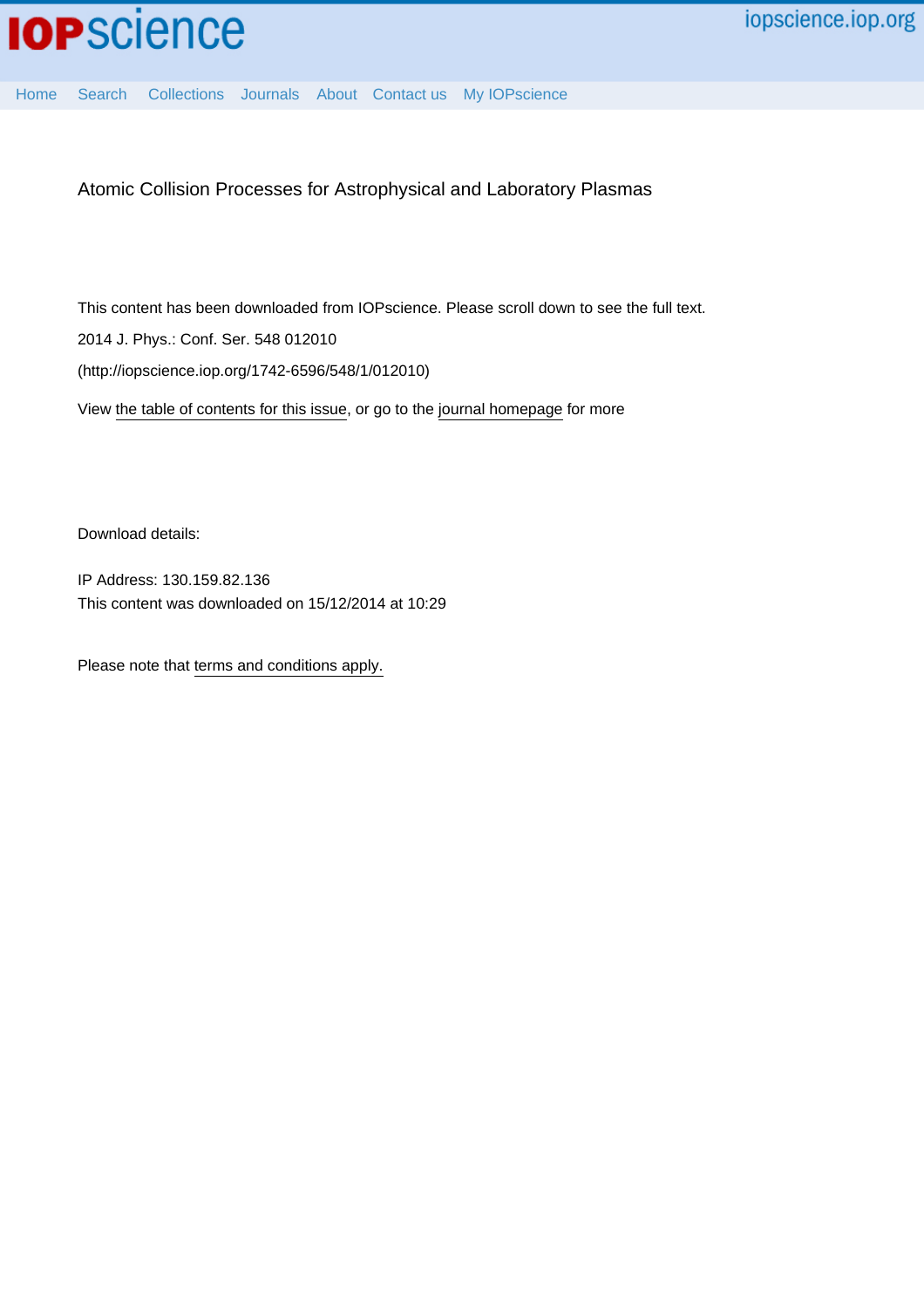# Atomic Collision Processes for Astrophysical and Laboratory Plasmas

This content has been downloaded from IOPscience. Please scroll down to see the full text.

2014 J. Phys.: Conf. Ser. 548 012010

(http://iopscience.iop.org/1742-6596/548/1/012010)

View the table of contents for this issue, or go to the journal homepage for more

Download details:

IP Address: 130.159.82.136

This content was downloaded on 15/12/2014 at 10:29

Please note that terms and conditions apply.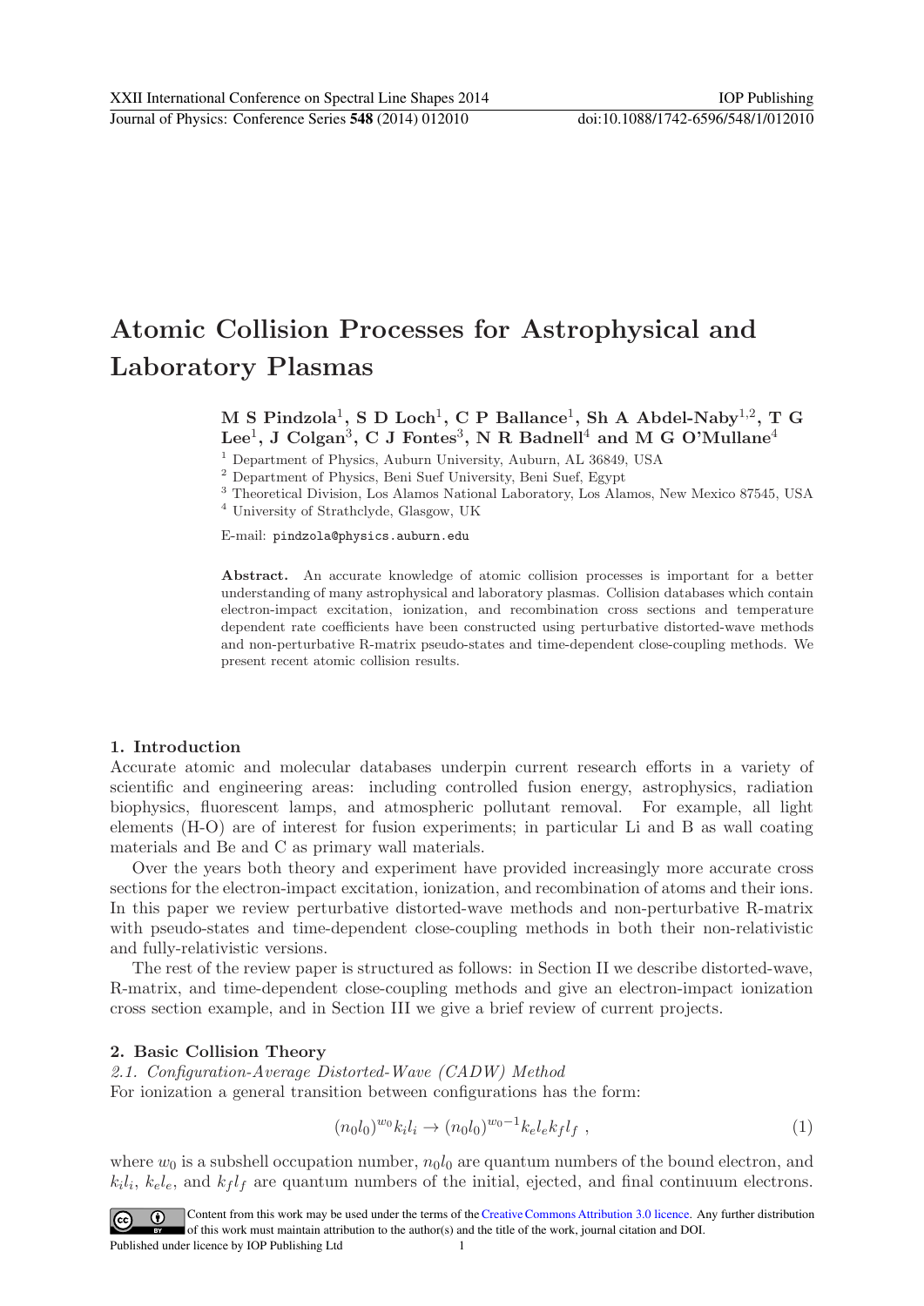# Atomic Collision Processes for Astrophysical and Laboratory Plasmas

**M S Pindzola**[1], **S D Loch**[1], **C P Ballance**[1], **Sh A Abdel-Naby**[1,2], **T G Lee**[1], **J Colgan**[3], **C J Fontes**[3], **N R Badnell**[4] **and M G O'Mullane**[4]

[1] Department of Physics, Auburn University, Auburn, AL 36849, USA

[2] Department of Physics, Beni Suef University, Beni Suef, Egypt

[3] Theoretical Division, Los Alamos National Laboratory, Los Alamos, New Mexico 87545, USA

[4] University of Strathclyde, Glasgow, UK

E-mail: pindzola@physics.auburn.edu

**Abstract.** An accurate knowledge of atomic collision processes is important for a better understanding of many astrophysical and laboratory plasmas. Collision databases which contain electron-impact excitation, ionization, and recombination cross sections and temperature dependent rate coefficients have been constructed using perturbative distorted-wave methods and non-perturbative R-matrix pseudo-states and time-dependent close-coupling methods. We present recent atomic collision results.

## 1. Introduction

Accurate atomic and molecular databases underpin current research efforts in a variety of scientific and engineering areas: including controlled fusion energy, astrophysics, radiation biophysics, fluorescent lamps, and atmospheric pollutant removal. For example, all light elements (H-O) are of interest for fusion experiments; in particular Li and B as wall coating materials and Be and C as primary wall materials.

Over the years both theory and experiment have provided increasingly more accurate cross sections for the electron-impact excitation, ionization, and recombination of atoms and their ions. In this paper we review perturbative distorted-wave methods and non-perturbative R-matrix with pseudo-states and time-dependent close-coupling methods in both their non-relativistic and fully-relativistic versions.

The rest of the review paper is structured as follows: in Section II we describe distorted-wave, R-matrix, and time-dependent close-coupling methods and give an electron-impact ionization cross section example, and in Section III we give a brief review of current projects.

## 2. Basic Collision Theory

### 2.1. *Configuration-Average Distorted-Wave (CADW) Method*

For ionization a general transition between configurations has the form:

$$(n_0 l_0)^{w_0} k_i l_i \rightarrow (n_0 l_0)^{w_0 - 1} k_e l_e k_f l_f \ , \tag{1}$$

where $w_0$ is a subshell occupation number, $n_0 l_0$ are quantum numbers of the bound electron, and $k_i l_i$, $k_e l_e$, and $k_f l_f$ are quantum numbers of the initial, ejected, and final continuum electrons.

Content from this work may be used under the terms of the Creative Commons Attribution 3.0 licence. Any further distribution of this work must maintain attribution to the author(s) and the title of the work, journal citation and DOI.

Published under licence by IOP Publishing Ltd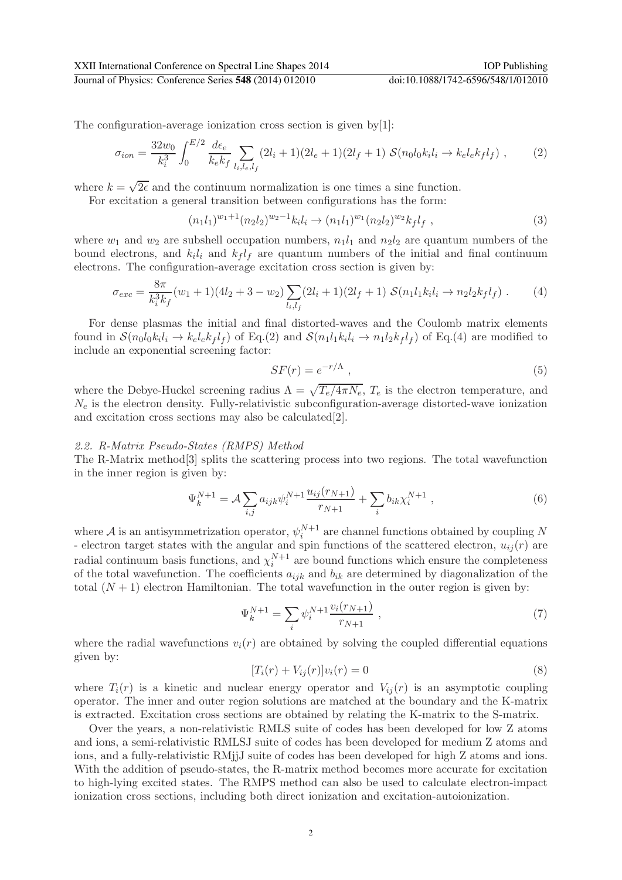The configuration-average ionization cross section is given by[1]:

$$\sigma_{ion} = \frac{32w_0}{k_i^3} \int_0^{E/2} \frac{d\epsilon_e}{k_e k_f} \sum_{l_i,l_e,l_f} (2l_i+1)(2l_e+1)(2l_f+1)\ \mathcal{S}(n_0l_0k_il_i \rightarrow k_el_ek_fl_f) \ , \tag{2}$$

where $k = \sqrt{2\epsilon}$ and the continuum normalization is one times a sine function.

For excitation a general transition between configurations has the form:

$$(n_1l_1)^{w_1+1}(n_2l_2)^{w_2-1}k_il_i \rightarrow (n_1l_1)^{w_1}(n_2l_2)^{w_2}k_fl_f \ , \tag{3}$$

where $w_1$ and $w_2$ are subshell occupation numbers, $n_1l_1$ and $n_2l_2$ are quantum numbers of the bound electrons, and $k_il_i$ and $k_fl_f$ are quantum numbers of the initial and final continuum electrons. The configuration-average excitation cross section is given by:

$$\sigma_{exc} = \frac{8\pi}{k_i^3 k_f}(w_1+1)(4l_2+3-w_2) \sum_{l_i,l_f} (2l_i+1)(2l_f+1)\ \mathcal{S}(n_1l_1k_il_i \rightarrow n_2l_2k_fl_f) \ . \tag{4}$$

For dense plasmas the initial and final distorted-waves and the Coulomb matrix elements found in $\mathcal{S}(n_0l_0k_il_i \rightarrow k_el_ek_fl_f)$ of Eq.(2) and $\mathcal{S}(n_1l_1k_il_i \rightarrow n_1l_2k_fl_f)$ of Eq.(4) are modified to include an exponential screening factor:

$$SF(r) = e^{-r/\Lambda} \ , \tag{5}$$

where the Debye-Huckel screening radius $\Lambda = \sqrt{T_e/4\pi N_e}$, $T_e$ is the electron temperature, and $N_e$ is the electron density. Fully-relativistic subconfiguration-average distorted-wave ionization and excitation cross sections may also be calculated[2].

### *2.2. R-Matrix Pseudo-States (RMPS) Method*

The R-Matrix method[3] splits the scattering process into two regions. The total wavefunction in the inner region is given by:

$$\Psi_k^{N+1} = \mathcal{A} \sum_{i,j} a_{ijk} \psi_i^{N+1} \frac{u_{ij}(r_{N+1})}{r_{N+1}} + \sum_i b_{ik} \chi_i^{N+1} \ , \tag{6}$$

where $\mathcal{A}$ is an antisymmetrization operator, $\psi_i^{N+1}$ are channel functions obtained by coupling $N$ - electron target states with the angular and spin functions of the scattered electron, $u_{ij}(r)$ are radial continuum basis functions, and $\chi_i^{N+1}$ are bound functions which ensure the completeness of the total wavefunction. The coefficients $a_{ijk}$ and $b_{ik}$ are determined by diagonalization of the total $(N+1)$ electron Hamiltonian. The total wavefunction in the outer region is given by:

$$\Psi_k^{N+1} = \sum_i \psi_i^{N+1} \frac{v_i(r_{N+1})}{r_{N+1}} \ , \tag{7}$$

where the radial wavefunctions $v_i(r)$ are obtained by solving the coupled differential equations given by:

$$[T_i(r) + V_{ij}(r)]v_i(r) = 0 \tag{8}$$

where $T_i(r)$ is a kinetic and nuclear energy operator and $V_{ij}(r)$ is an asymptotic coupling operator. The inner and outer region solutions are matched at the boundary and the K-matrix is extracted. Excitation cross sections are obtained by relating the K-matrix to the S-matrix.

Over the years, a non-relativistic RMLS suite of codes has been developed for low Z atoms and ions, a semi-relativistic RMLSJ suite of codes has been developed for medium Z atoms and ions, and a fully-relativistic RMjjJ suite of codes has been developed for high Z atoms and ions. With the addition of pseudo-states, the R-matrix method becomes more accurate for excitation to high-lying excited states. The RMPS method can also be used to calculate electron-impact ionization cross sections, including both direct ionization and excitation-autoionization.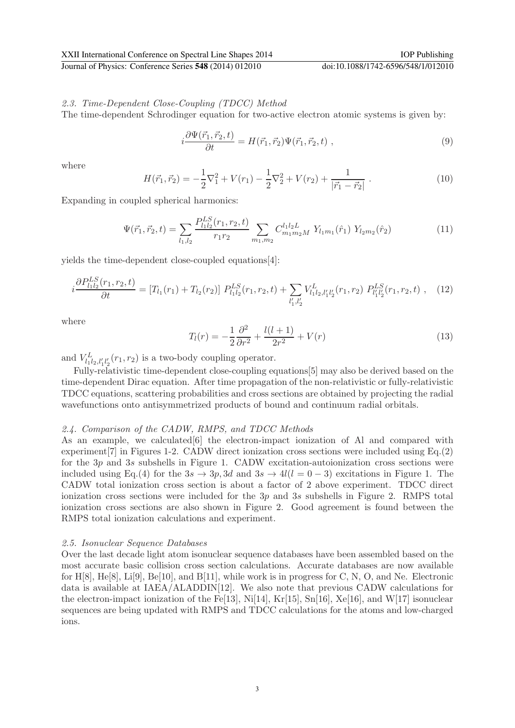### 2.3. Time-Dependent Close-Coupling (TDCC) Method

The time-dependent Schrodinger equation for two-active electron atomic systems is given by:

$$i\frac{\partial \Psi(\vec{r}_1, \vec{r}_2, t)}{\partial t} = H(\vec{r}_1, \vec{r}_2)\Psi(\vec{r}_1, \vec{r}_2, t) \ , \tag{9}$$

where

$$H(\vec{r}_1, \vec{r}_2) = -\frac{1}{2}\nabla_1^2 + V(r_1) - \frac{1}{2}\nabla_2^2 + V(r_2) + \frac{1}{|\vec{r}_1 - \vec{r}_2|} \ . \tag{10}$$

Expanding in coupled spherical harmonics:

$$\Psi(\vec{r}_1, \vec{r}_2, t) = \sum_{l_1, l_2} \frac{P_{l_1 l_2}^{LS}(r_1, r_2, t)}{r_1 r_2} \sum_{m_1, m_2} C_{m_1 m_2 M}^{l_1 l_2 L} \ Y_{l_1 m_1}(\hat{r}_1) \ Y_{l_2 m_2}(\hat{r}_2) \tag{11}$$

yields the time-dependent close-coupled equations[4]:

$$i\frac{\partial P_{l_1 l_2}^{LS}(r_1, r_2, t)}{\partial t} = [T_{l_1}(r_1) + T_{l_2}(r_2)] \ P_{l_1 l_2}^{LS}(r_1, r_2, t) + \sum_{l_1', l_2'} V_{l_1 l_2, l_1' l_2'}^{L}(r_1, r_2) \ P_{l_1' l_2'}^{LS}(r_1, r_2, t) \ , \tag{12}$$

where

$$T_l(r) = -\frac{1}{2}\frac{\partial^2}{\partial r^2} + \frac{l(l+1)}{2r^2} + V(r) \tag{13}$$

and $V_{l_1 l_2, l_1' l_2'}^{L}(r_1, r_2)$ is a two-body coupling operator.

Fully-relativistic time-dependent close-coupling equations[5] may also be derived based on the time-dependent Dirac equation. After time propagation of the non-relativistic or fully-relativistic TDCC equations, scattering probabilities and cross sections are obtained by projecting the radial wavefunctions onto antisymmetrized products of bound and continuum radial orbitals.

### 2.4. Comparison of the CADW, RMPS, and TDCC Methods

As an example, we calculated[6] the electron-impact ionization of Al and compared with experiment[7] in Figures 1-2. CADW direct ionization cross sections were included using Eq.(2) for the $3p$ and $3s$ subshells in Figure 1. CADW excitation-autoionization cross sections were included using Eq.(4) for the $3s \rightarrow 3p, 3d$ and $3s \rightarrow 4l(l = 0 - 3)$ excitations in Figure 1. The CADW total ionization cross section is about a factor of 2 above experiment. TDCC direct ionization cross sections were included for the $3p$ and $3s$ subshells in Figure 2. RMPS total ionization cross sections are also shown in Figure 2. Good agreement is found between the RMPS total ionization calculations and experiment.

### 2.5. Isonuclear Sequence Databases

Over the last decade light atom isonuclear sequence databases have been assembled based on the most accurate basic collision cross section calculations. Accurate databases are now available for H[8], He[8], Li[9], Be[10], and B[11], while work is in progress for C, N, O, and Ne. Electronic data is available at IAEA/ALADDIN[12]. We also note that previous CADW calculations for the electron-impact ionization of the Fe[13], Ni[14], Kr[15], Sn[16], Xe[16], and W[17] isonuclear sequences are being updated with RMPS and TDCC calculations for the atoms and low-charged ions.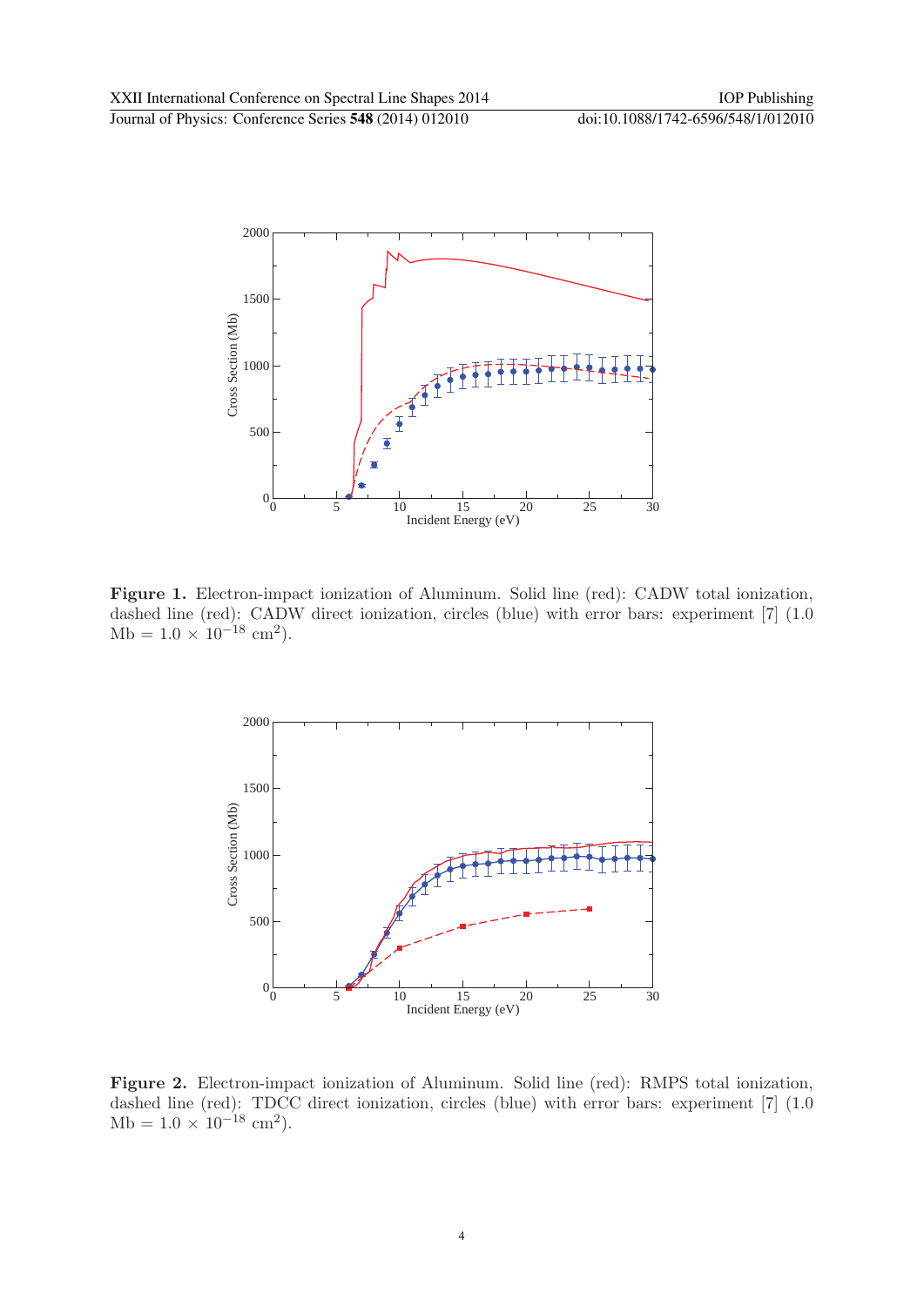**Figure 1.** Electron-impact ionization of Aluminum. Solid line (red): CADW total ionization, dashed line (red): CADW direct ionization, circles (blue) with error bars: experiment [7] (1.0 Mb = $1.0 \times 10^{-18}$ cm$^2$).

**Figure 2.** Electron-impact ionization of Aluminum. Solid line (red): RMPS total ionization, dashed line (red): TDCC direct ionization, circles (blue) with error bars: experiment [7] (1.0 Mb = $1.0 \times 10^{-18}$ cm$^2$).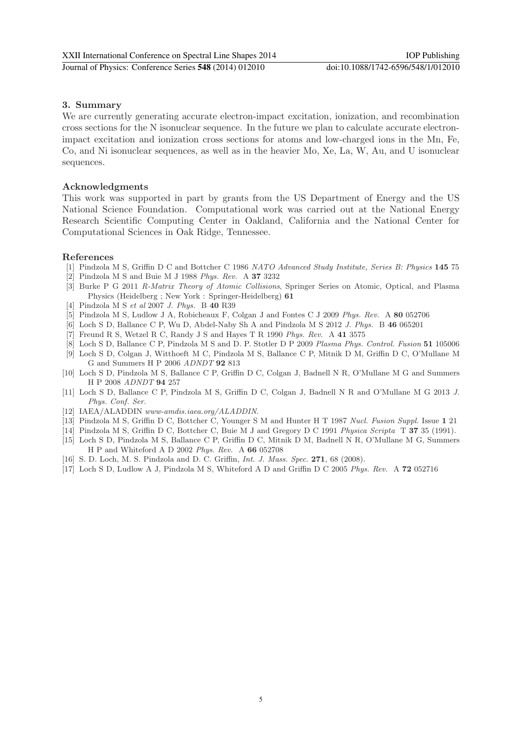## 3. Summary

We are currently generating accurate electron-impact excitation, ionization, and recombination cross sections for the N isonuclear sequence. In the future we plan to calculate accurate electron-impact excitation and ionization cross sections for atoms and low-charged ions in the Mn, Fe, Co, and Ni isonuclear sequences, as well as in the heavier Mo, Xe, La, W, Au, and U isonuclear sequences.

## Acknowledgments

This work was supported in part by grants from the US Department of Energy and the US National Science Foundation. Computational work was carried out at the National Energy Research Scientific Computing Center in Oakland, California and the National Center for Computational Sciences in Oak Ridge, Tennessee.

## References

[1] Pindzola M S, Griffin D C and Bottcher C 1986 *NATO Advanced Study Institute, Series B: Physics* **145** 75

[2] Pindzola M S and Buie M J 1988 *Phys. Rev.* A **37** 3232

[3] Burke P G 2011 *R-Matrix Theory of Atomic Collisions*, Springer Series on Atomic, Optical, and Plasma Physics (Heidelberg ; New York : Springer-Heidelberg) **61**

[4] Pindzola M S *et al* 2007 *J. Phys.* B **40** R39

[5] Pindzola M S, Ludlow J A, Robicheaux F, Colgan J and Fontes C J 2009 *Phys. Rev.* A **80** 052706

[6] Loch S D, Ballance C P, Wu D, Abdel-Naby Sh A and Pindzola M S 2012 *J. Phys.* B **46** 065201

[7] Freund R S, Wetzel R C, Randy J S and Hayes T R 1990 *Phys. Rev.* A **41** 3575

[8] Loch S D, Ballance C P, Pindzola M S and D. P. Stotler D P 2009 *Plasma Phys. Control. Fusion* **51** 105006

[9] Loch S D, Colgan J, Witthoeft M C, Pindzola M S, Ballance C P, Mitnik D M, Griffin D C, O'Mullane M G and Summers H P 2006 *ADNDT* **92** 813

[10] Loch S D, Pindzola M S, Ballance C P, Griffin D C, Colgan J, Badnell N R, O'Mullane M G and Summers H P 2008 *ADNDT* **94** 257

[11] Loch S D, Ballance C P, Pindzola M S, Griffin D C, Colgan J, Badnell N R and O'Mullane M G 2013 *J. Phys. Conf. Ser.*

[12] IAEA/ALADDIN *www-amdis.iaea.org/ALADDIN*.

[13] Pindzola M S, Griffin D C, Bottcher C, Younger S M and Hunter H T 1987 *Nucl. Fusion Suppl.* Issue **1** 21

[14] Pindzola M S, Griffin D C, Bottcher C, Buie M J and Gregory D C 1991 *Physica Scripta* T **37** 35 (1991).

[15] Loch S D, Pindzola M S, Ballance C P, Griffin D C, Mitnik D M, Badnell N R, O'Mullane M G, Summers H P and Whiteford A D 2002 *Phys. Rev.* A **66** 052708

[16] S. D. Loch, M. S. Pindzola and D. C. Griffin, *Int. J. Mass. Spec.* **271**, 68 (2008).

[17] Loch S D, Ludlow A J, Pindzola M S, Whiteford A D and Griffin D C 2005 *Phys. Rev.* A **72** 052716